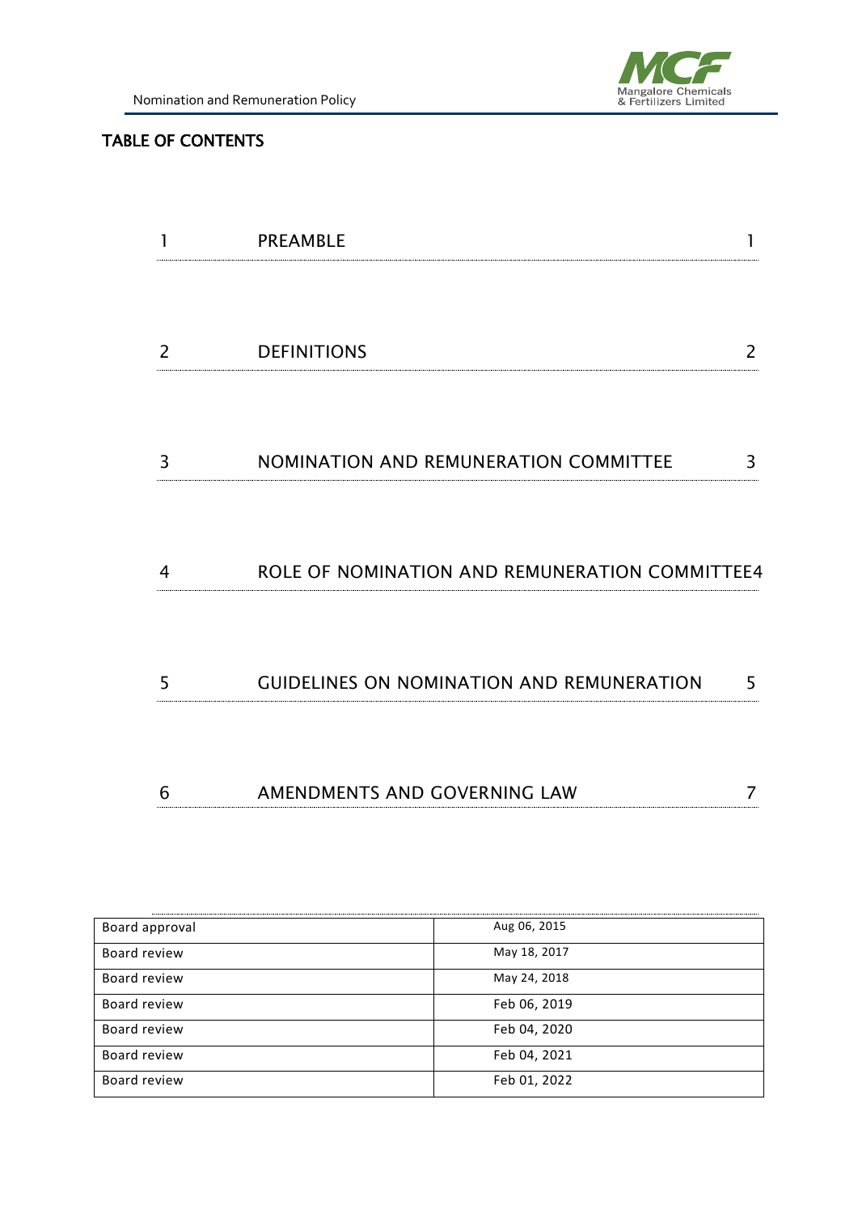## TABLE OF CONTENTS

| | | |
|---|---|---|
| 1 | PREAMBLE | 1 |
| 2 | DEFINITIONS | 2 |
| 3 | NOMINATION AND REMUNERATION COMMITTEE | 3 |
| 4 | ROLE OF NOMINATION AND REMUNERATION COMMITTEE | 4 |
| 5 | GUIDELINES ON NOMINATION AND REMUNERATION | 5 |
| 6 | AMENDMENTS AND GOVERNING LAW | 7 |

| | |
|---|---|
| Board approval | Aug 06, 2015 |
| Board review | May 18, 2017 |
| Board review | May 24, 2018 |
| Board review | Feb 06, 2019 |
| Board review | Feb 04, 2020 |
| Board review | Feb 04, 2021 |
| Board review | Feb 01, 2022 |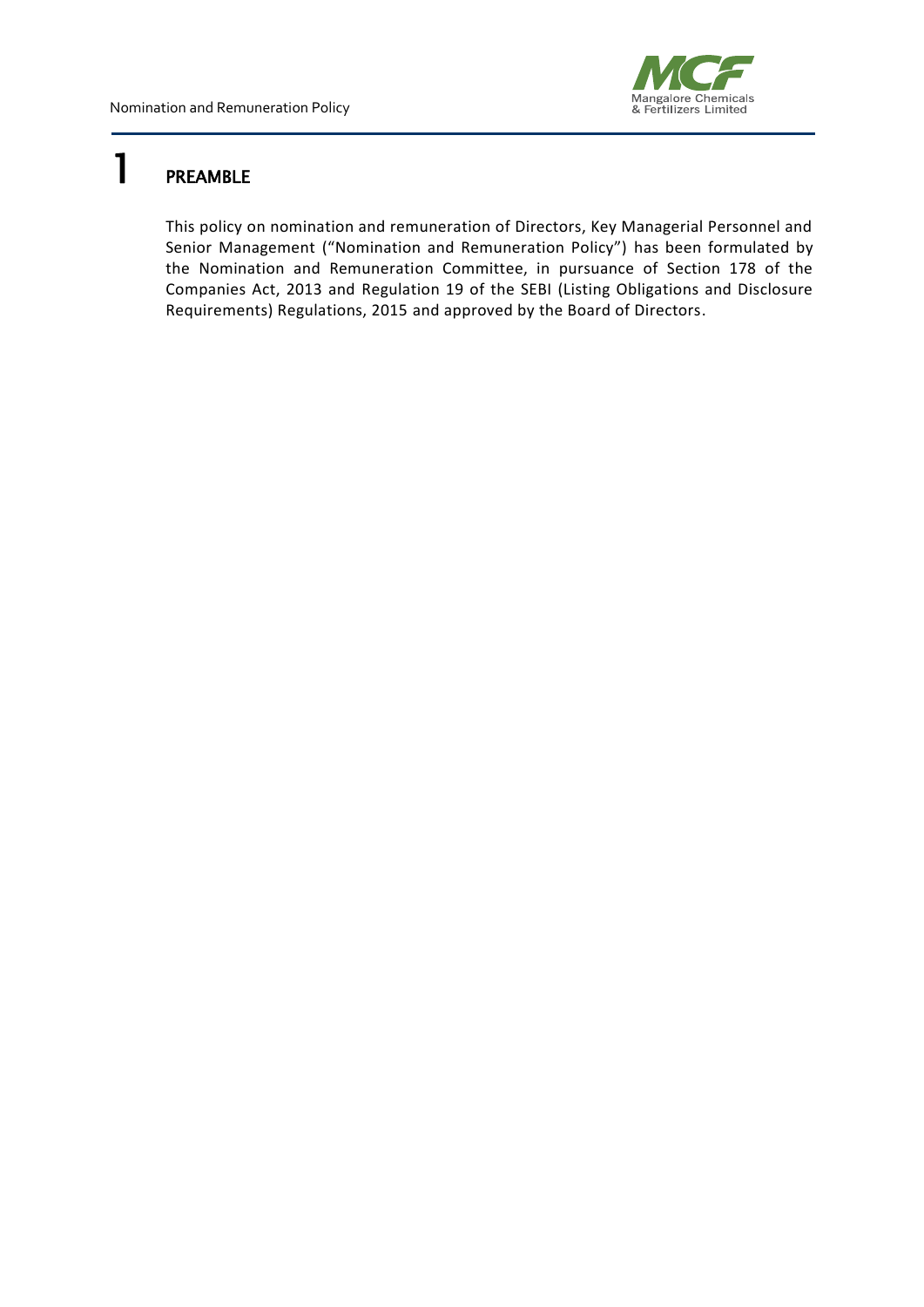# 1 PREAMBLE

This policy on nomination and remuneration of Directors, Key Managerial Personnel and Senior Management ("Nomination and Remuneration Policy") has been formulated by the Nomination and Remuneration Committee, in pursuance of Section 178 of the Companies Act, 2013 and Regulation 19 of the SEBI (Listing Obligations and Disclosure Requirements) Regulations, 2015 and approved by the Board of Directors.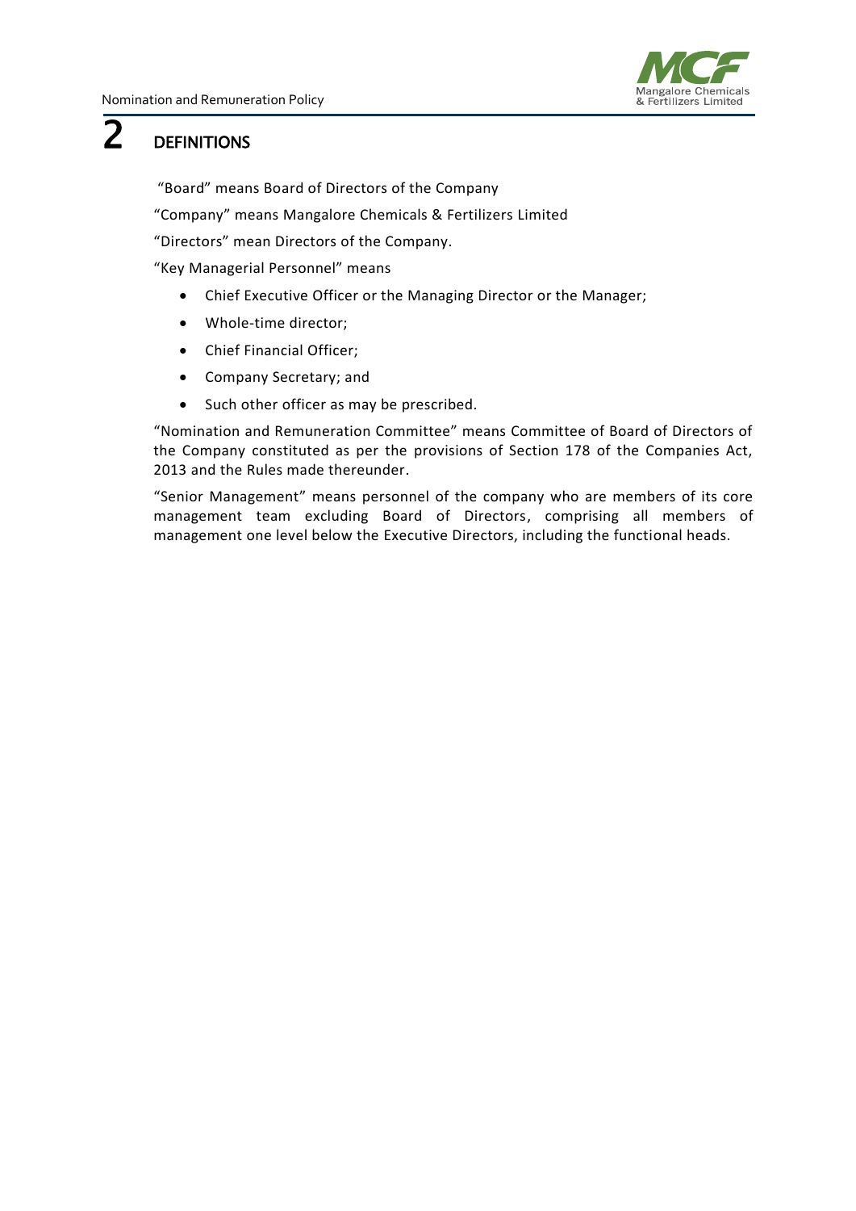# 2 DEFINITIONS

"Board" means Board of Directors of the Company

"Company" means Mangalore Chemicals & Fertilizers Limited

"Directors" mean Directors of the Company.

"Key Managerial Personnel" means

- Chief Executive Officer or the Managing Director or the Manager;
- Whole-time director;
- Chief Financial Officer;
- Company Secretary; and
- Such other officer as may be prescribed.

"Nomination and Remuneration Committee" means Committee of Board of Directors of the Company constituted as per the provisions of Section 178 of the Companies Act, 2013 and the Rules made thereunder.

"Senior Management" means personnel of the company who are members of its core management team excluding Board of Directors, comprising all members of management one level below the Executive Directors, including the functional heads.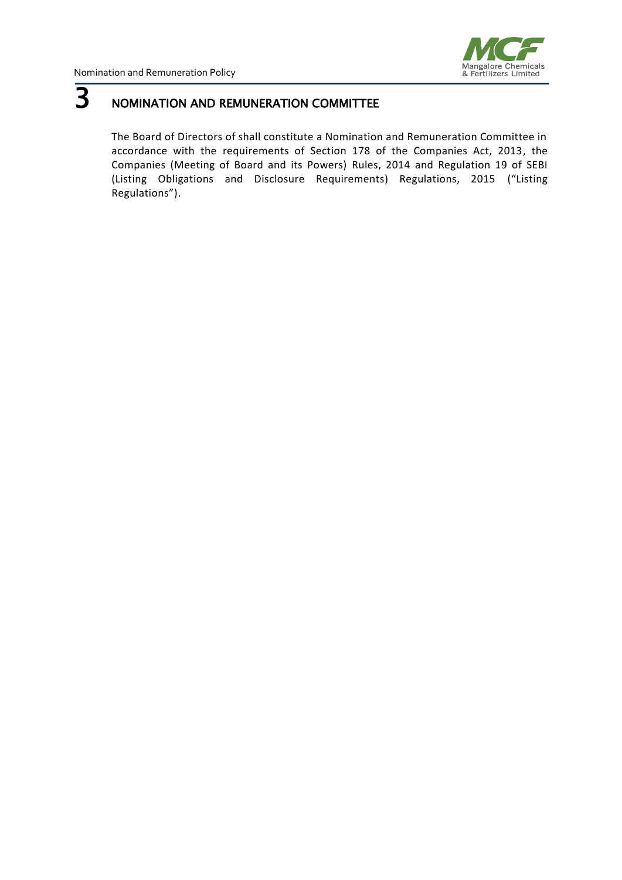# 3 NOMINATION AND REMUNERATION COMMITTEE

The Board of Directors of shall constitute a Nomination and Remuneration Committee in accordance with the requirements of Section 178 of the Companies Act, 2013, the Companies (Meeting of Board and its Powers) Rules, 2014 and Regulation 19 of SEBI (Listing Obligations and Disclosure Requirements) Regulations, 2015 ("Listing Regulations").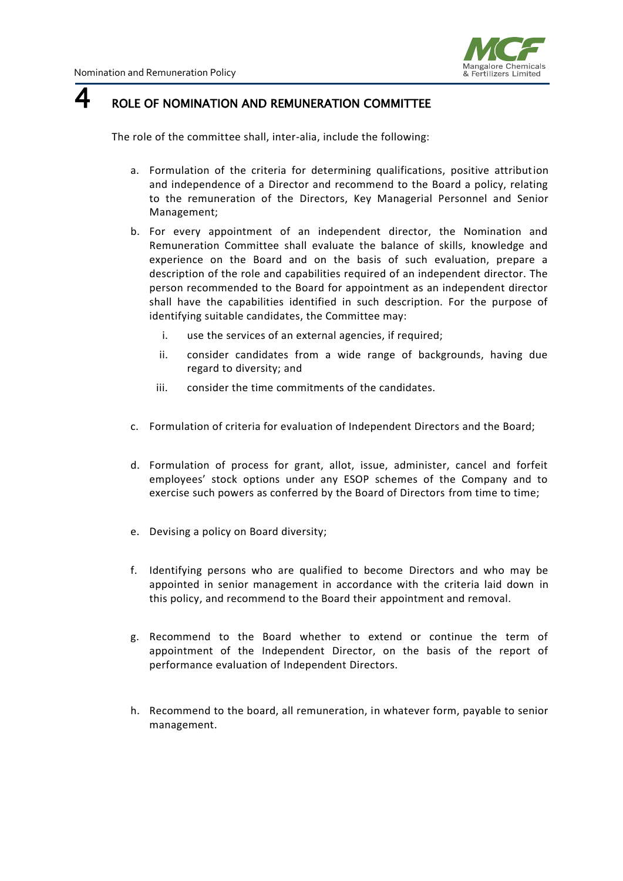# 4 ROLE OF NOMINATION AND REMUNERATION COMMITTEE

The role of the committee shall, inter-alia, include the following:

a. Formulation of the criteria for determining qualifications, positive attribution and independence of a Director and recommend to the Board a policy, relating to the remuneration of the Directors, Key Managerial Personnel and Senior Management;

b. For every appointment of an independent director, the Nomination and Remuneration Committee shall evaluate the balance of skills, knowledge and experience on the Board and on the basis of such evaluation, prepare a description of the role and capabilities required of an independent director. The person recommended to the Board for appointment as an independent director shall have the capabilities identified in such description. For the purpose of identifying suitable candidates, the Committee may:

   i. use the services of an external agencies, if required;

   ii. consider candidates from a wide range of backgrounds, having due regard to diversity; and

   iii. consider the time commitments of the candidates.

c. Formulation of criteria for evaluation of Independent Directors and the Board;

d. Formulation of process for grant, allot, issue, administer, cancel and forfeit employees' stock options under any ESOP schemes of the Company and to exercise such powers as conferred by the Board of Directors from time to time;

e. Devising a policy on Board diversity;

f. Identifying persons who are qualified to become Directors and who may be appointed in senior management in accordance with the criteria laid down in this policy, and recommend to the Board their appointment and removal.

g. Recommend to the Board whether to extend or continue the term of appointment of the Independent Director, on the basis of the report of performance evaluation of Independent Directors.

h. Recommend to the board, all remuneration, in whatever form, payable to senior management.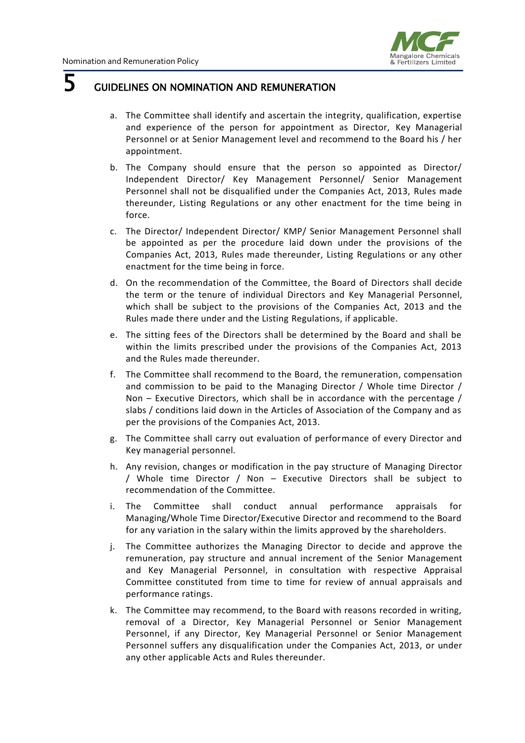# 5 GUIDELINES ON NOMINATION AND REMUNERATION

a. The Committee shall identify and ascertain the integrity, qualification, expertise and experience of the person for appointment as Director, Key Managerial Personnel or at Senior Management level and recommend to the Board his / her appointment.

b. The Company should ensure that the person so appointed as Director/ Independent Director/ Key Management Personnel/ Senior Management Personnel shall not be disqualified under the Companies Act, 2013, Rules made thereunder, Listing Regulations or any other enactment for the time being in force.

c. The Director/ Independent Director/ KMP/ Senior Management Personnel shall be appointed as per the procedure laid down under the provisions of the Companies Act, 2013, Rules made thereunder, Listing Regulations or any other enactment for the time being in force.

d. On the recommendation of the Committee, the Board of Directors shall decide the term or the tenure of individual Directors and Key Managerial Personnel, which shall be subject to the provisions of the Companies Act, 2013 and the Rules made there under and the Listing Regulations, if applicable.

e. The sitting fees of the Directors shall be determined by the Board and shall be within the limits prescribed under the provisions of the Companies Act, 2013 and the Rules made thereunder.

f. The Committee shall recommend to the Board, the remuneration, compensation and commission to be paid to the Managing Director / Whole time Director / Non – Executive Directors, which shall be in accordance with the percentage / slabs / conditions laid down in the Articles of Association of the Company and as per the provisions of the Companies Act, 2013.

g. The Committee shall carry out evaluation of performance of every Director and Key managerial personnel.

h. Any revision, changes or modification in the pay structure of Managing Director / Whole time Director / Non – Executive Directors shall be subject to recommendation of the Committee.

i. The Committee shall conduct annual performance appraisals for Managing/Whole Time Director/Executive Director and recommend to the Board for any variation in the salary within the limits approved by the shareholders.

j. The Committee authorizes the Managing Director to decide and approve the remuneration, pay structure and annual increment of the Senior Management and Key Managerial Personnel, in consultation with respective Appraisal Committee constituted from time to time for review of annual appraisals and performance ratings.

k. The Committee may recommend, to the Board with reasons recorded in writing, removal of a Director, Key Managerial Personnel or Senior Management Personnel, if any Director, Key Managerial Personnel or Senior Management Personnel suffers any disqualification under the Companies Act, 2013, or under any other applicable Acts and Rules thereunder.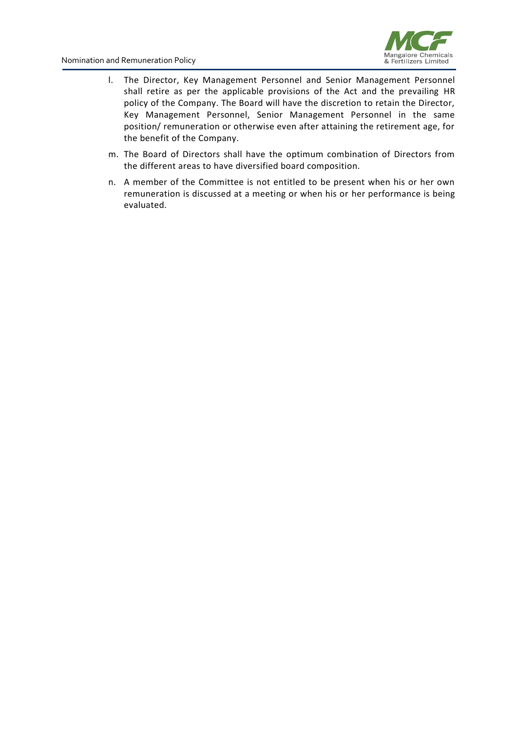l. The Director, Key Management Personnel and Senior Management Personnel shall retire as per the applicable provisions of the Act and the prevailing HR policy of the Company. The Board will have the discretion to retain the Director, Key Management Personnel, Senior Management Personnel in the same position/ remuneration or otherwise even after attaining the retirement age, for the benefit of the Company.

m. The Board of Directors shall have the optimum combination of Directors from the different areas to have diversified board composition.

n. A member of the Committee is not entitled to be present when his or her own remuneration is discussed at a meeting or when his or her performance is being evaluated.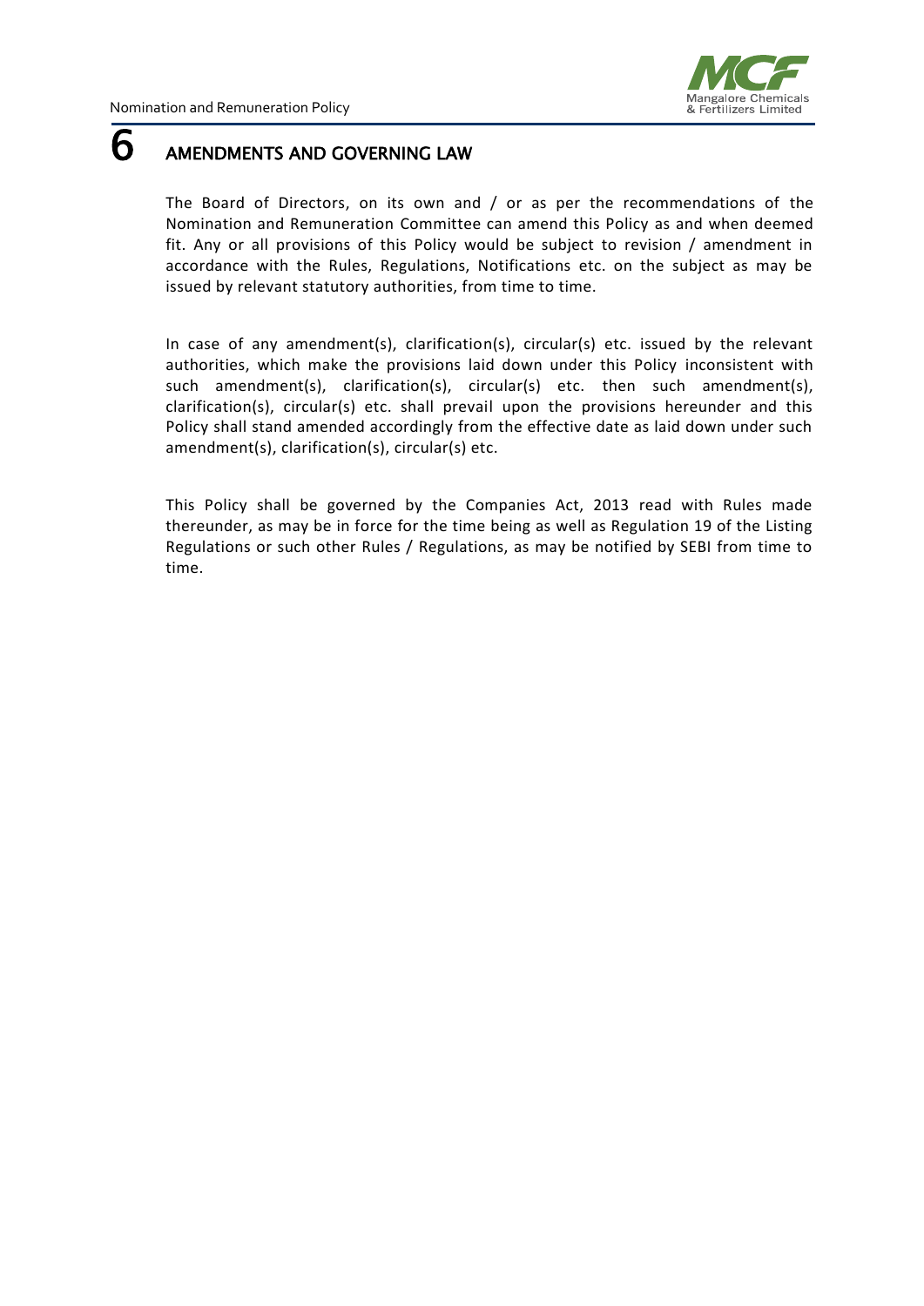# 6 AMENDMENTS AND GOVERNING LAW

The Board of Directors, on its own and / or as per the recommendations of the Nomination and Remuneration Committee can amend this Policy as and when deemed fit. Any or all provisions of this Policy would be subject to revision / amendment in accordance with the Rules, Regulations, Notifications etc. on the subject as may be issued by relevant statutory authorities, from time to time.

In case of any amendment(s), clarification(s), circular(s) etc. issued by the relevant authorities, which make the provisions laid down under this Policy inconsistent with such amendment(s), clarification(s), circular(s) etc. then such amendment(s), clarification(s), circular(s) etc. shall prevail upon the provisions hereunder and this Policy shall stand amended accordingly from the effective date as laid down under such amendment(s), clarification(s), circular(s) etc.

This Policy shall be governed by the Companies Act, 2013 read with Rules made thereunder, as may be in force for the time being as well as Regulation 19 of the Listing Regulations or such other Rules / Regulations, as may be notified by SEBI from time to time.